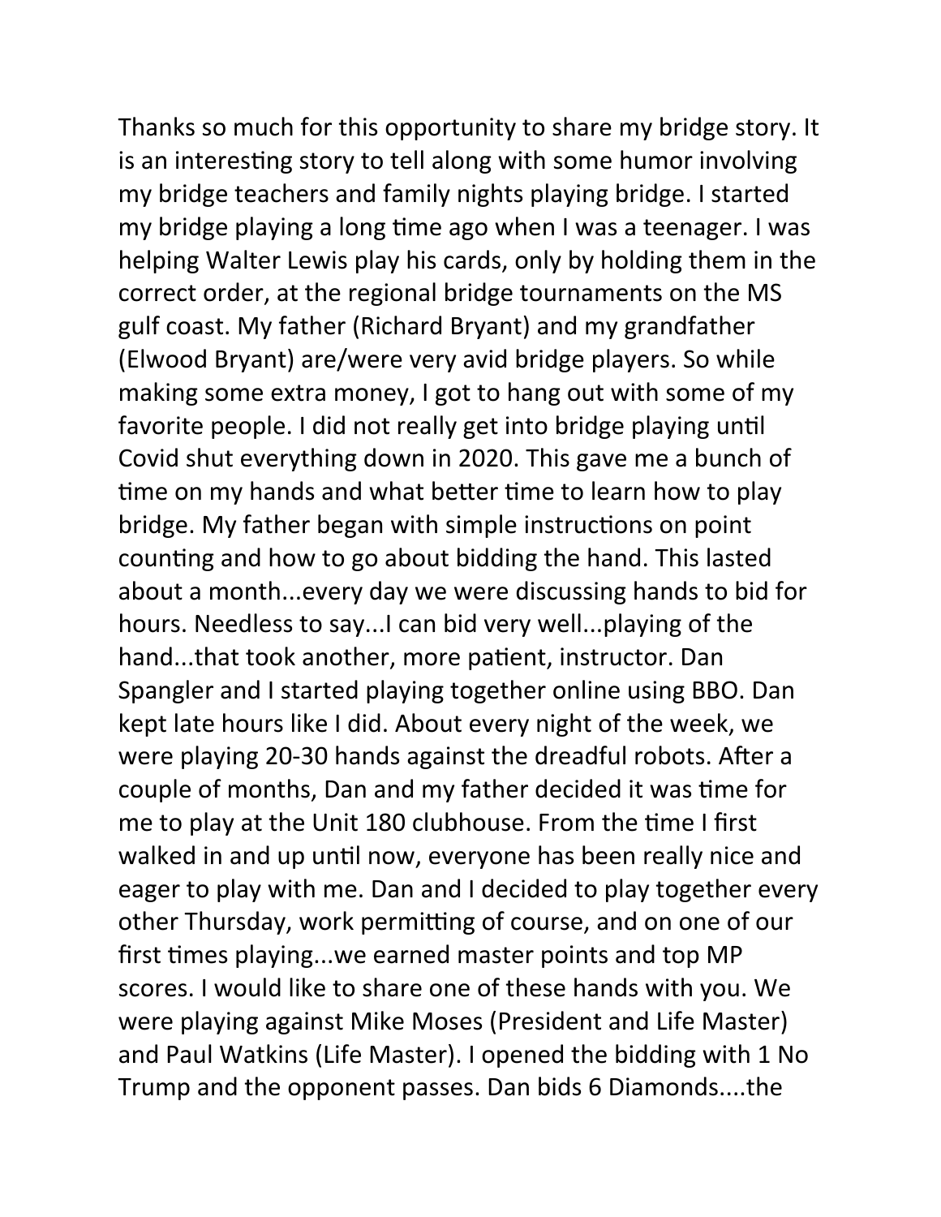Thanks so much for this opportunity to share my bridge story. It is an interesting story to tell along with some humor involving my bridge teachers and family nights playing bridge. I started my bridge playing a long time ago when I was a teenager. I was helping Walter Lewis play his cards, only by holding them in the correct order, at the regional bridge tournaments on the MS gulf coast. My father (Richard Bryant) and my grandfather (Elwood Bryant) are/were very avid bridge players. So while making some extra money, I got to hang out with some of my favorite people. I did not really get into bridge playing until Covid shut everything down in 2020. This gave me a bunch of time on my hands and what better time to learn how to play bridge. My father began with simple instructions on point counting and how to go about bidding the hand. This lasted about a month...every day we were discussing hands to bid for hours. Needless to say...I can bid very well...playing of the hand...that took another, more patient, instructor. Dan Spangler and I started playing together online using BBO. Dan kept late hours like I did. About every night of the week, we were playing 20-30 hands against the dreadful robots. After a couple of months, Dan and my father decided it was time for me to play at the Unit 180 clubhouse. From the time I first walked in and up until now, everyone has been really nice and eager to play with me. Dan and I decided to play together every other Thursday, work permitting of course, and on one of our first times playing...we earned master points and top MP scores. I would like to share one of these hands with you. We were playing against Mike Moses (President and Life Master) and Paul Watkins (Life Master). I opened the bidding with 1 No Trump and the opponent passes. Dan bids 6 Diamonds....the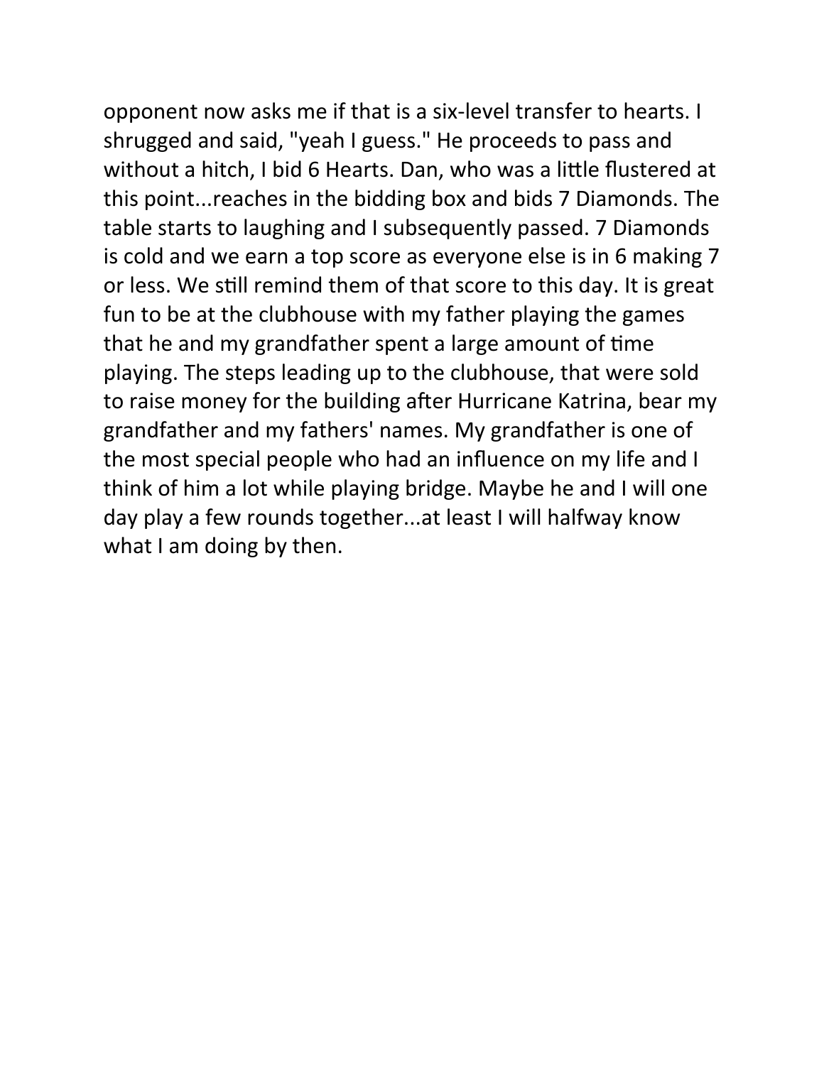opponent now asks me if that is a six-level transfer to hearts. I shrugged and said, "yeah I guess." He proceeds to pass and without a hitch, I bid 6 Hearts. Dan, who was a little flustered at this point...reaches in the bidding box and bids 7 Diamonds. The table starts to laughing and I subsequently passed. 7 Diamonds is cold and we earn a top score as everyone else is in 6 making 7 or less. We still remind them of that score to this day. It is great fun to be at the clubhouse with my father playing the games that he and my grandfather spent a large amount of time playing. The steps leading up to the clubhouse, that were sold to raise money for the building after Hurricane Katrina, bear my grandfather and my fathers' names. My grandfather is one of the most special people who had an influence on my life and I think of him a lot while playing bridge. Maybe he and I will one day play a few rounds together...at least I will halfway know what I am doing by then.